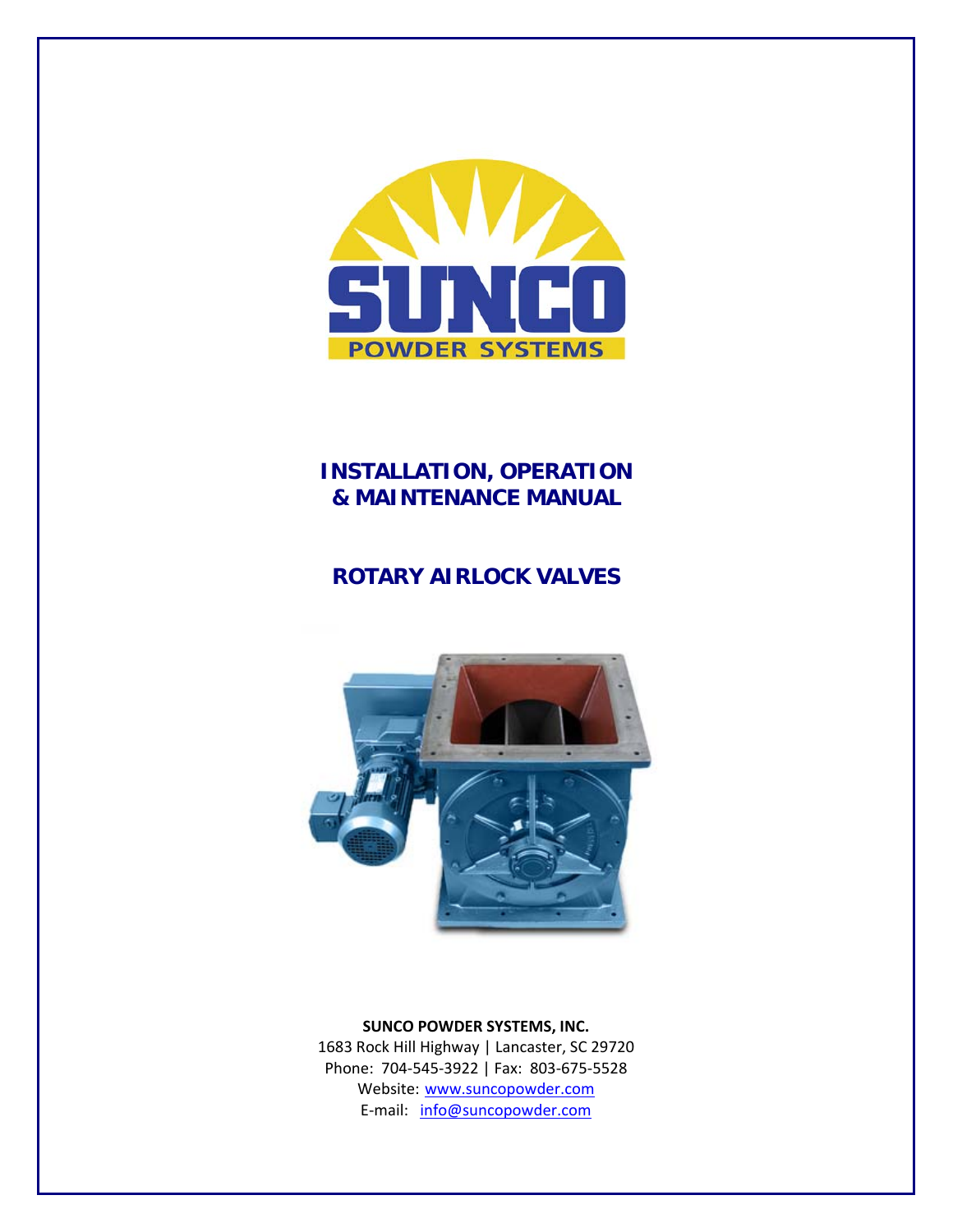SUNCO POWDER SYSTEMS

# INSTALLATION, OPERATION & MAINTENANCE MANUAL

## ROTARY AIRLOCK VALVES

**SUNCO POWDER SYSTEMS, INC.**
1683 Rock Hill Highway | Lancaster, SC 29720
Phone: 704-545-3922 | Fax: 803-675-5528
Website: www.suncopowder.com
E-mail: info@suncopowder.com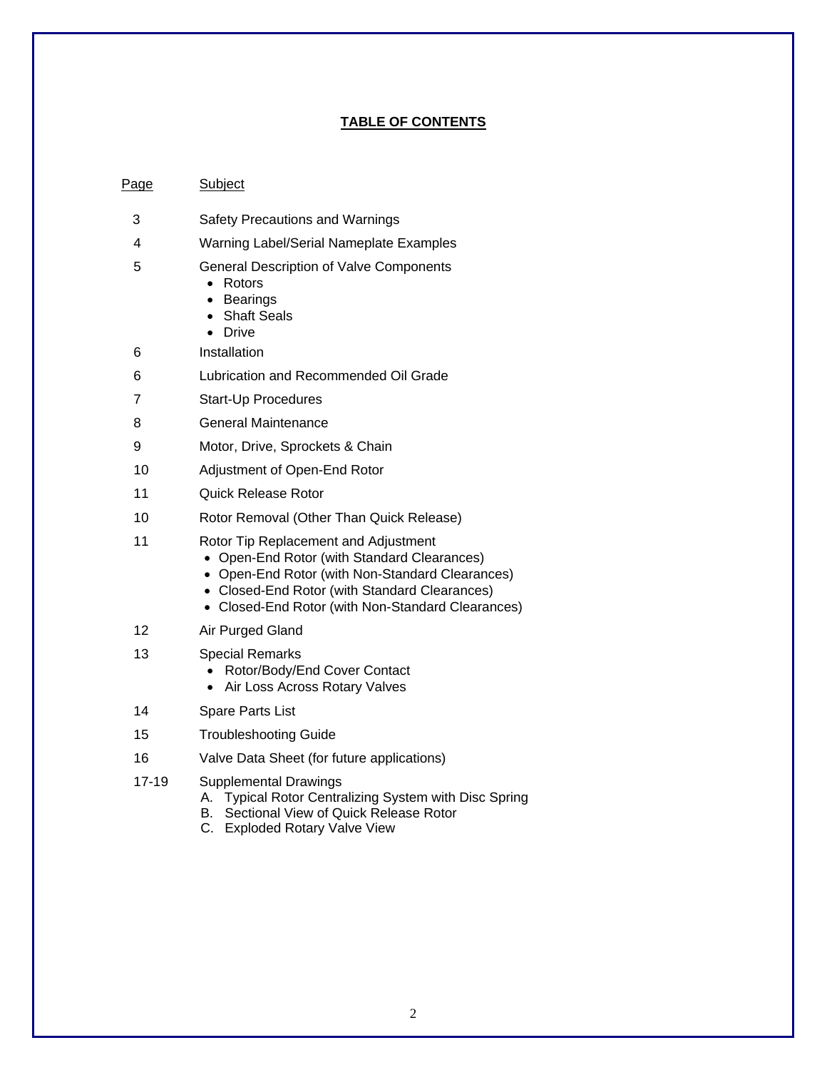## TABLE OF CONTENTS

| Page | Subject |
|---|---|
| 3 | Safety Precautions and Warnings |
| 4 | Warning Label/Serial Nameplate Examples |
| 5 | General Description of Valve Components<br>• Rotors<br>• Bearings<br>• Shaft Seals<br>• Drive |
| 6 | Installation |
| 6 | Lubrication and Recommended Oil Grade |
| 7 | Start-Up Procedures |
| 8 | General Maintenance |
| 9 | Motor, Drive, Sprockets & Chain |
| 10 | Adjustment of Open-End Rotor |
| 11 | Quick Release Rotor |
| 10 | Rotor Removal (Other Than Quick Release) |
| 11 | Rotor Tip Replacement and Adjustment<br>• Open-End Rotor (with Standard Clearances)<br>• Open-End Rotor (with Non-Standard Clearances)<br>• Closed-End Rotor (with Standard Clearances)<br>• Closed-End Rotor (with Non-Standard Clearances) |
| 12 | Air Purged Gland |
| 13 | Special Remarks<br>• Rotor/Body/End Cover Contact<br>• Air Loss Across Rotary Valves |
| 14 | Spare Parts List |
| 15 | Troubleshooting Guide |
| 16 | Valve Data Sheet (for future applications) |
| 17-19 | Supplemental Drawings<br>A. Typical Rotor Centralizing System with Disc Spring<br>B. Sectional View of Quick Release Rotor<br>C. Exploded Rotary Valve View |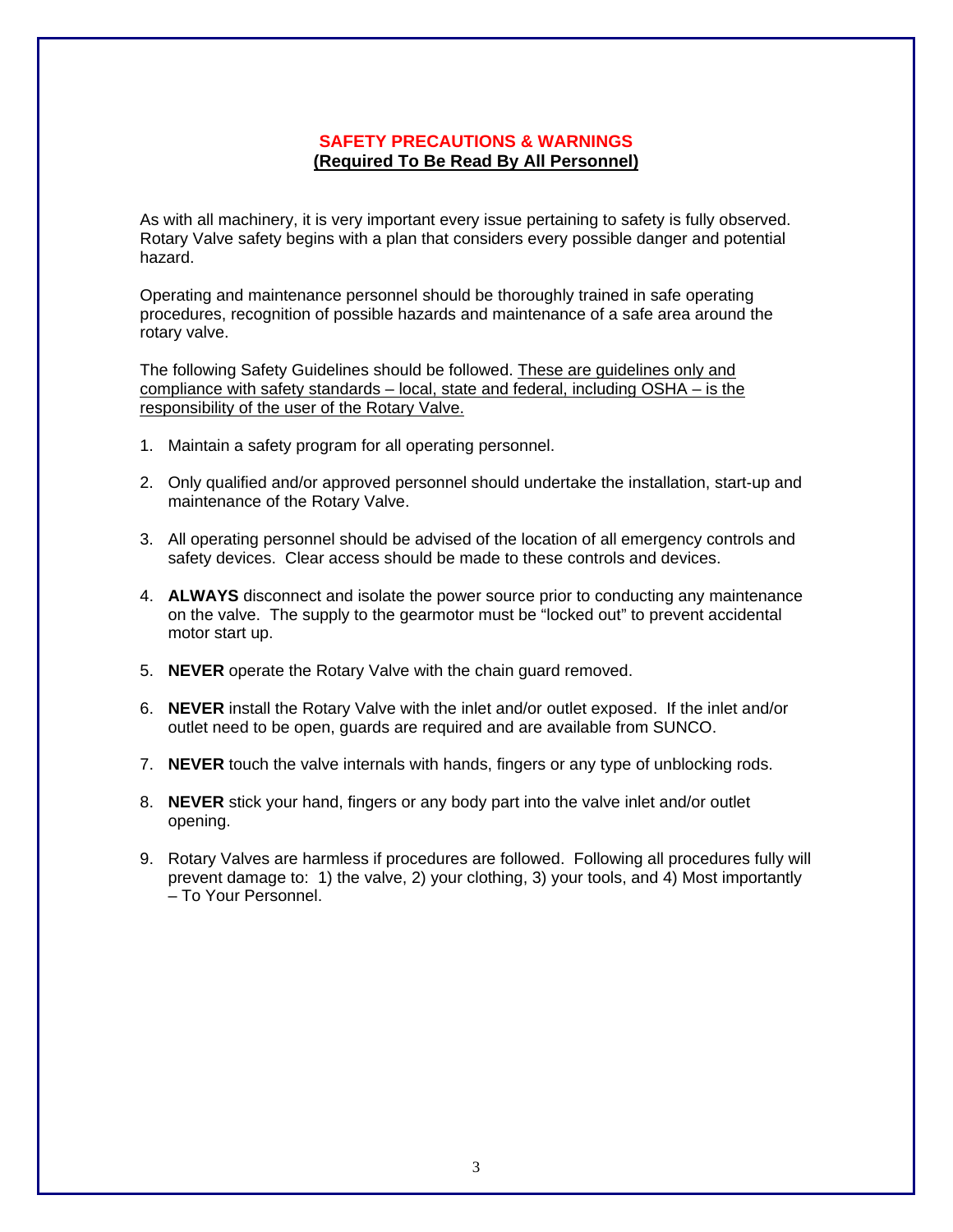## SAFETY PRECAUTIONS & WARNINGS

**(Required To Be Read By All Personnel)**

As with all machinery, it is very important every issue pertaining to safety is fully observed. Rotary Valve safety begins with a plan that considers every possible danger and potential hazard.

Operating and maintenance personnel should be thoroughly trained in safe operating procedures, recognition of possible hazards and maintenance of a safe area around the rotary valve.

The following Safety Guidelines should be followed. These are guidelines only and compliance with safety standards – local, state and federal, including OSHA – is the responsibility of the user of the Rotary Valve.

1. Maintain a safety program for all operating personnel.

2. Only qualified and/or approved personnel should undertake the installation, start-up and maintenance of the Rotary Valve.

3. All operating personnel should be advised of the location of all emergency controls and safety devices. Clear access should be made to these controls and devices.

4. **ALWAYS** disconnect and isolate the power source prior to conducting any maintenance on the valve. The supply to the gearmotor must be "locked out" to prevent accidental motor start up.

5. **NEVER** operate the Rotary Valve with the chain guard removed.

6. **NEVER** install the Rotary Valve with the inlet and/or outlet exposed. If the inlet and/or outlet need to be open, guards are required and are available from SUNCO.

7. **NEVER** touch the valve internals with hands, fingers or any type of unblocking rods.

8. **NEVER** stick your hand, fingers or any body part into the valve inlet and/or outlet opening.

9. Rotary Valves are harmless if procedures are followed. Following all procedures fully will prevent damage to: 1) the valve, 2) your clothing, 3) your tools, and 4) Most importantly – To Your Personnel.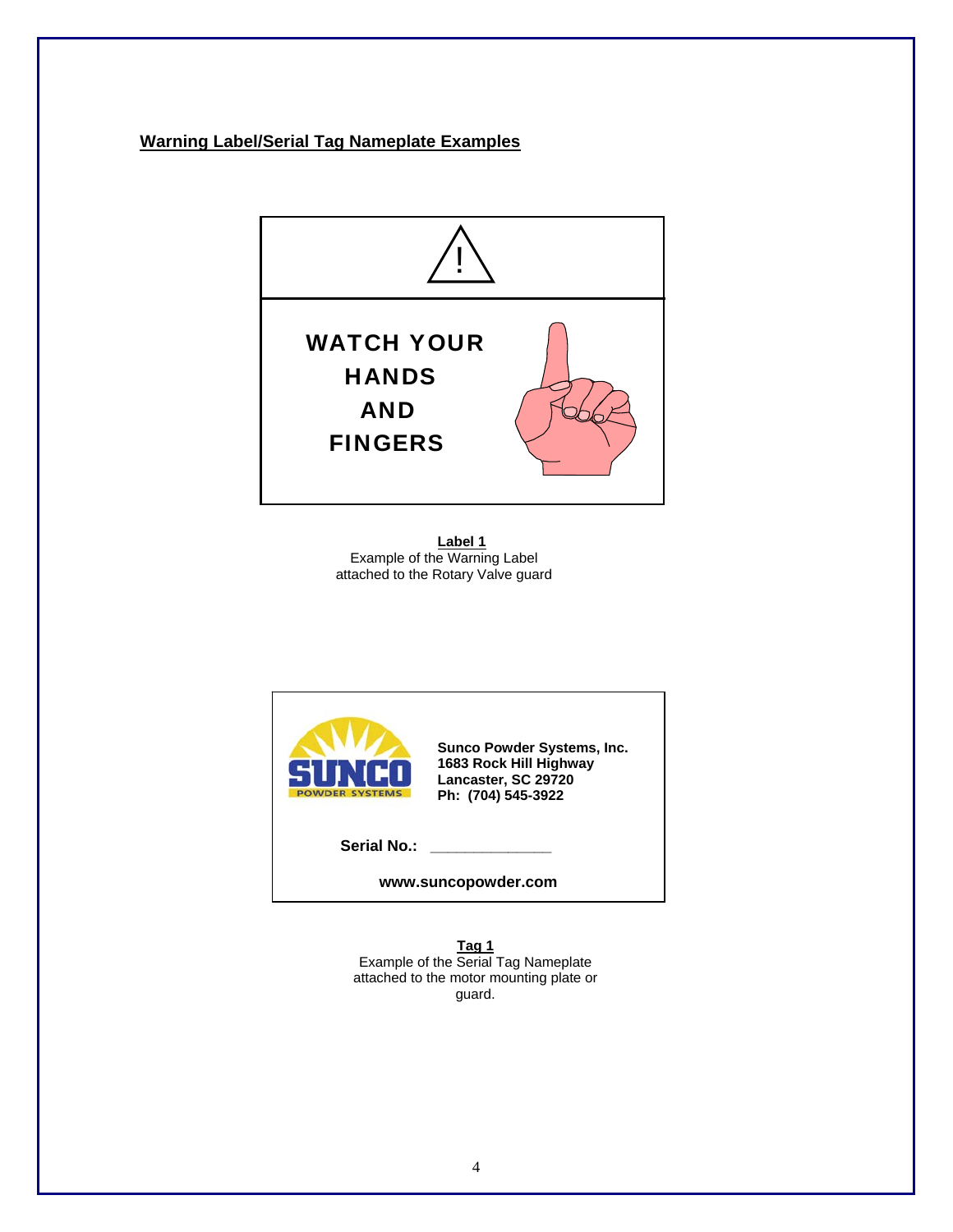## Warning Label/Serial Tag Nameplate Examples

!

**WATCH YOUR HANDS AND FINGERS**

**Label 1**
Example of the Warning Label attached to the Rotary Valve guard

**Sunco Powder Systems, Inc.**
**1683 Rock Hill Highway**
**Lancaster, SC 29720**
**Ph: (704) 545-3922**

**Serial No.:** _______________

**www.suncopowder.com**

**Tag 1**
Example of the Serial Tag Nameplate attached to the motor mounting plate or guard.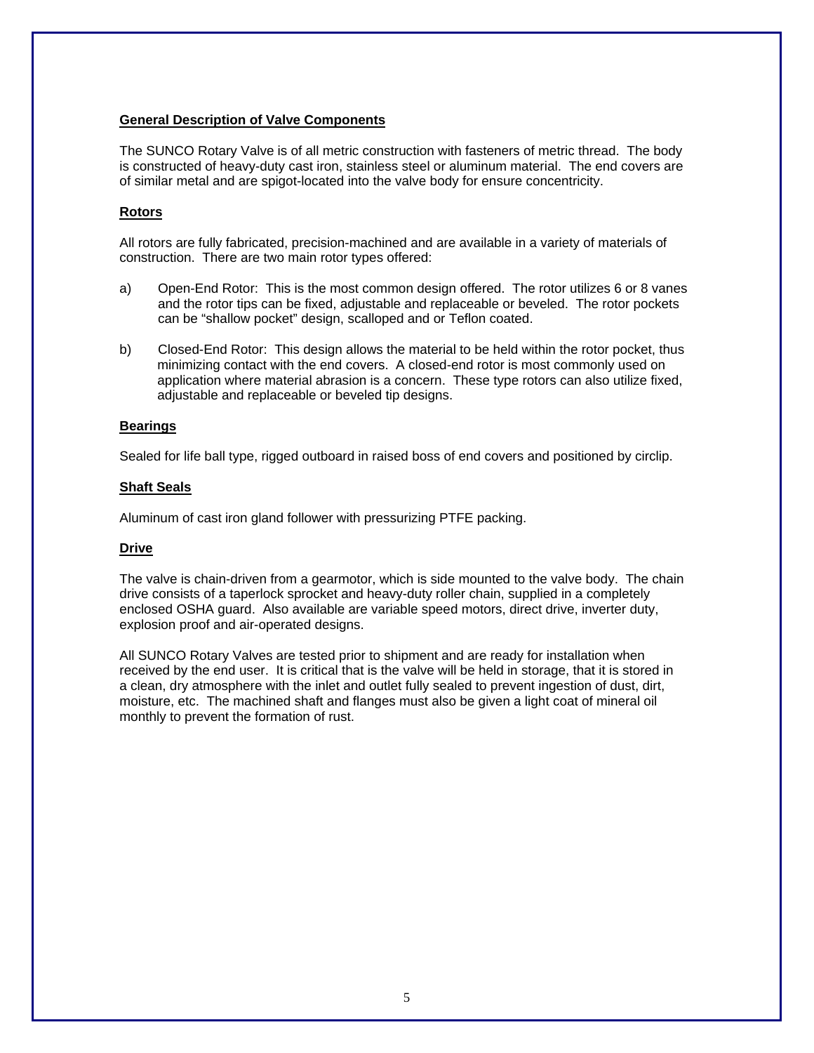## General Description of Valve Components

The SUNCO Rotary Valve is of all metric construction with fasteners of metric thread. The body is constructed of heavy-duty cast iron, stainless steel or aluminum material. The end covers are of similar metal and are spigot-located into the valve body for ensure concentricity.

### Rotors

All rotors are fully fabricated, precision-machined and are available in a variety of materials of construction. There are two main rotor types offered:

a) Open-End Rotor: This is the most common design offered. The rotor utilizes 6 or 8 vanes and the rotor tips can be fixed, adjustable and replaceable or beveled. The rotor pockets can be "shallow pocket" design, scalloped and or Teflon coated.

b) Closed-End Rotor: This design allows the material to be held within the rotor pocket, thus minimizing contact with the end covers. A closed-end rotor is most commonly used on application where material abrasion is a concern. These type rotors can also utilize fixed, adjustable and replaceable or beveled tip designs.

### Bearings

Sealed for life ball type, rigged outboard in raised boss of end covers and positioned by circlip.

### Shaft Seals

Aluminum of cast iron gland follower with pressurizing PTFE packing.

### Drive

The valve is chain-driven from a gearmotor, which is side mounted to the valve body. The chain drive consists of a taperlock sprocket and heavy-duty roller chain, supplied in a completely enclosed OSHA guard. Also available are variable speed motors, direct drive, inverter duty, explosion proof and air-operated designs.

All SUNCO Rotary Valves are tested prior to shipment and are ready for installation when received by the end user. It is critical that is the valve will be held in storage, that it is stored in a clean, dry atmosphere with the inlet and outlet fully sealed to prevent ingestion of dust, dirt, moisture, etc. The machined shaft and flanges must also be given a light coat of mineral oil monthly to prevent the formation of rust.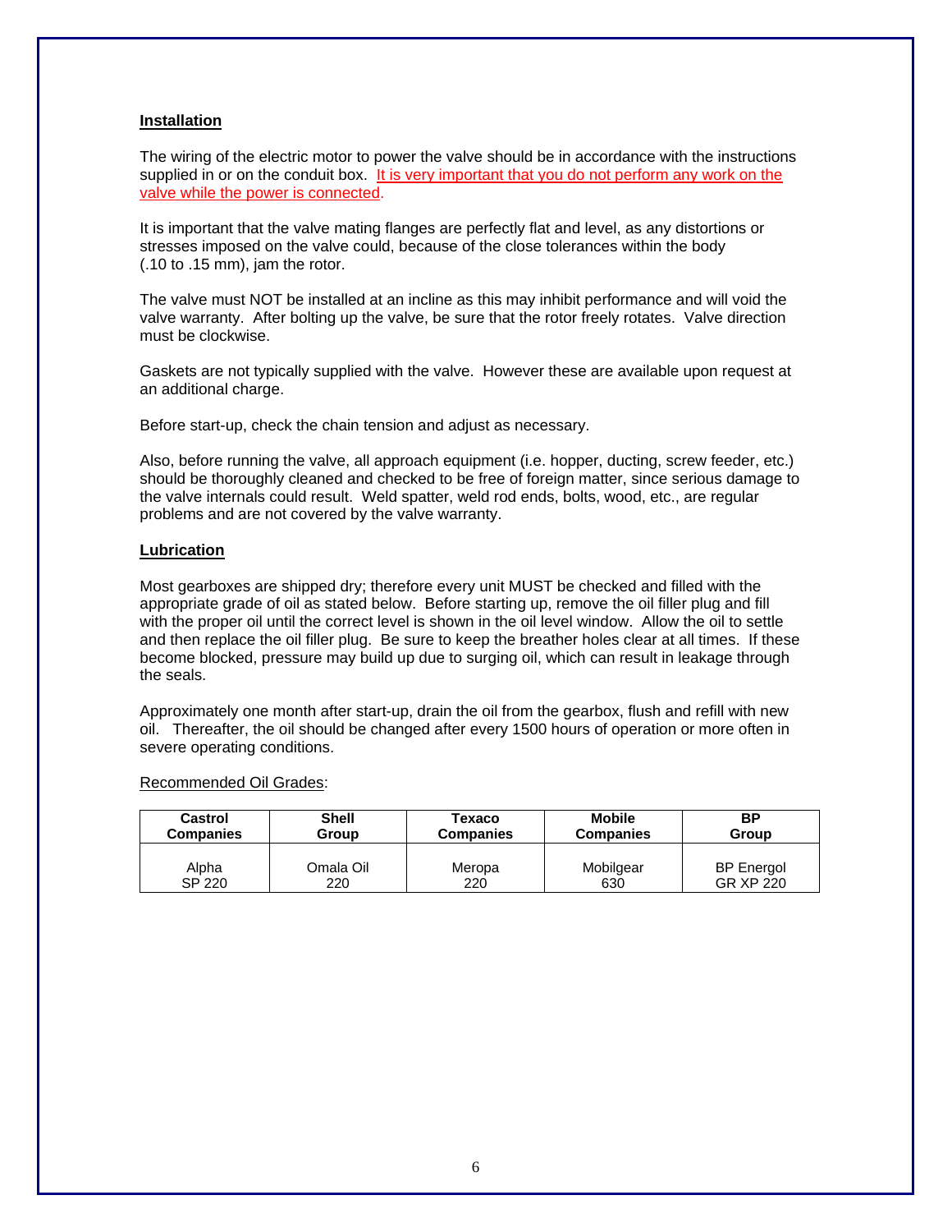## Installation

The wiring of the electric motor to power the valve should be in accordance with the instructions supplied in or on the conduit box. It is very important that you do not perform any work on the valve while the power is connected.

It is important that the valve mating flanges are perfectly flat and level, as any distortions or stresses imposed on the valve could, because of the close tolerances within the body (.10 to .15 mm), jam the rotor.

The valve must NOT be installed at an incline as this may inhibit performance and will void the valve warranty. After bolting up the valve, be sure that the rotor freely rotates. Valve direction must be clockwise.

Gaskets are not typically supplied with the valve. However these are available upon request at an additional charge.

Before start-up, check the chain tension and adjust as necessary.

Also, before running the valve, all approach equipment (i.e. hopper, ducting, screw feeder, etc.) should be thoroughly cleaned and checked to be free of foreign matter, since serious damage to the valve internals could result. Weld spatter, weld rod ends, bolts, wood, etc., are regular problems and are not covered by the valve warranty.

## Lubrication

Most gearboxes are shipped dry; therefore every unit MUST be checked and filled with the appropriate grade of oil as stated below. Before starting up, remove the oil filler plug and fill with the proper oil until the correct level is shown in the oil level window. Allow the oil to settle and then replace the oil filler plug. Be sure to keep the breather holes clear at all times. If these become blocked, pressure may build up due to surging oil, which can result in leakage through the seals.

Approximately one month after start-up, drain the oil from the gearbox, flush and refill with new oil. Thereafter, the oil should be changed after every 1500 hours of operation or more often in severe operating conditions.

Recommended Oil Grades:

| Castrol Companies | Shell Group | Texaco Companies | Mobile Companies | BP Group |
|---|---|---|---|---|
| Alpha SP 220 | Omala Oil 220 | Meropa 220 | Mobilgear 630 | BP Energol GR XP 220 |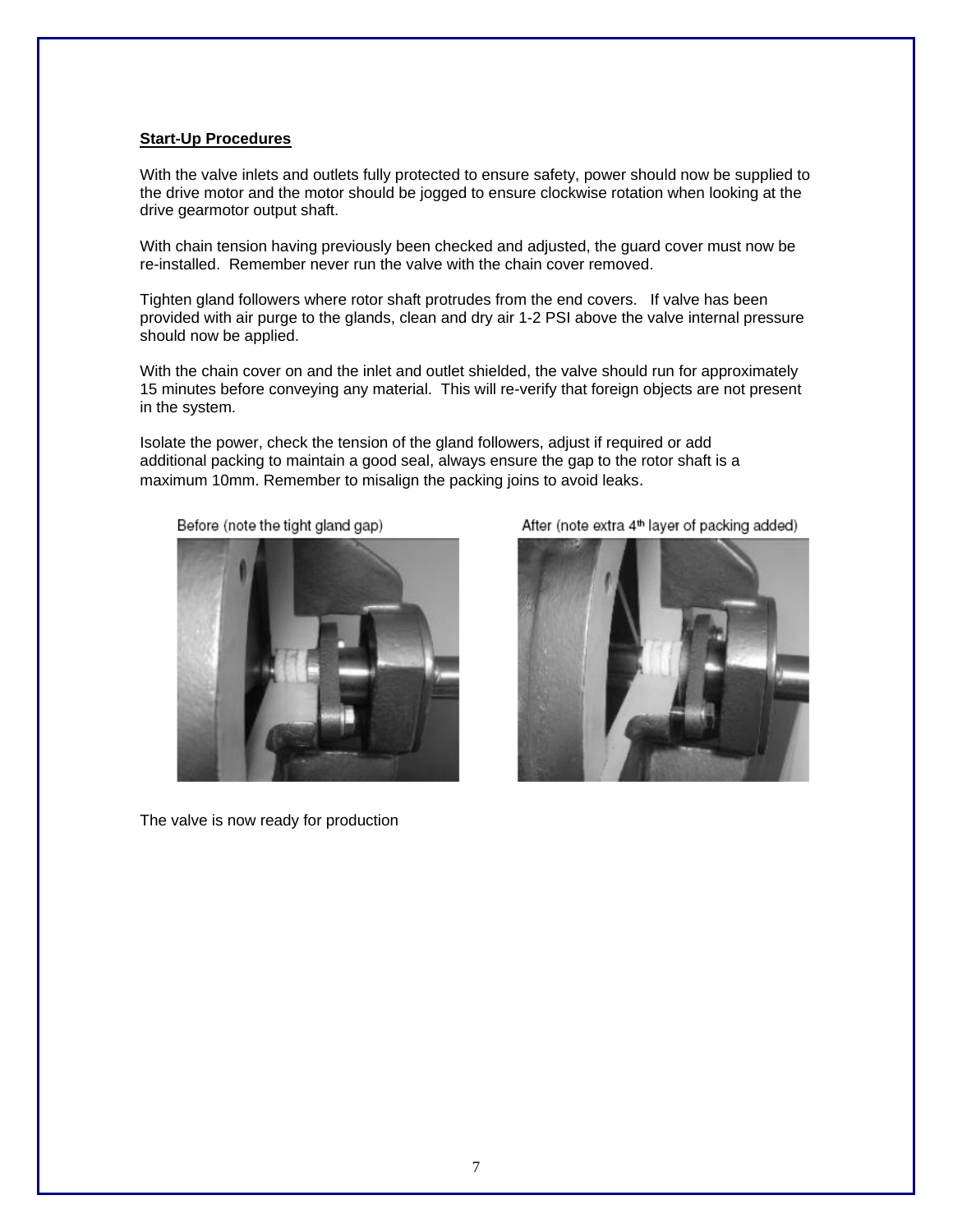**Start-Up Procedures**

With the valve inlets and outlets fully protected to ensure safety, power should now be supplied to the drive motor and the motor should be jogged to ensure clockwise rotation when looking at the drive gearmotor output shaft.

With chain tension having previously been checked and adjusted, the guard cover must now be re-installed. Remember never run the valve with the chain cover removed.

Tighten gland followers where rotor shaft protrudes from the end covers. If valve has been provided with air purge to the glands, clean and dry air 1-2 PSI above the valve internal pressure should now be applied.

With the chain cover on and the inlet and outlet shielded, the valve should run for approximately 15 minutes before conveying any material. This will re-verify that foreign objects are not present in the system.

Isolate the power, check the tension of the gland followers, adjust if required or add additional packing to maintain a good seal, always ensure the gap to the rotor shaft is a maximum 10mm. Remember to misalign the packing joins to avoid leaks.

Before (note the tight gland gap)

After (note extra 4th layer of packing added)

The valve is now ready for production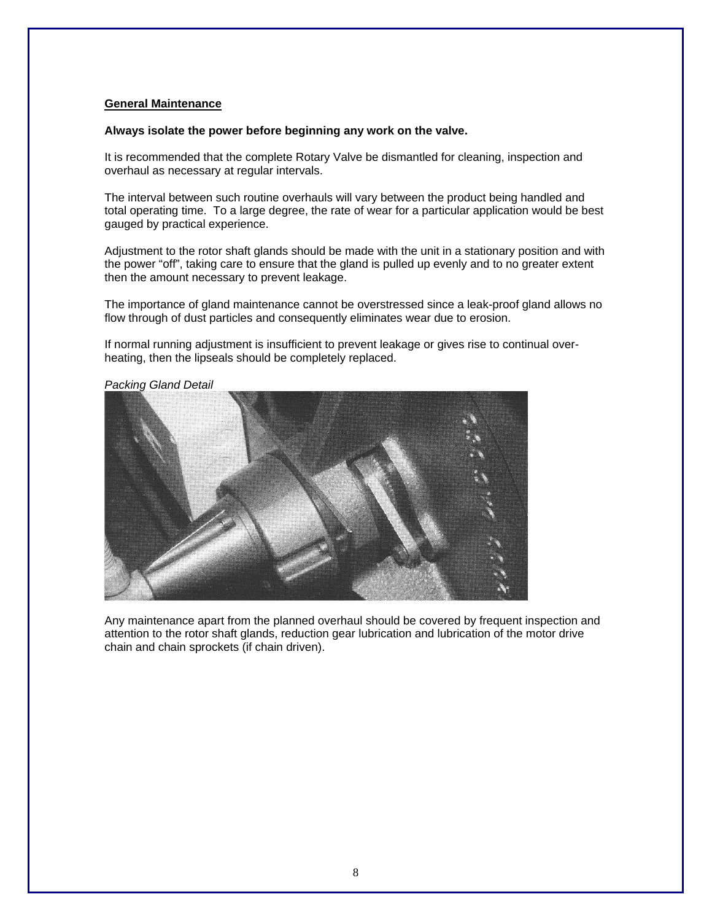## General Maintenance

**Always isolate the power before beginning any work on the valve.**

It is recommended that the complete Rotary Valve be dismantled for cleaning, inspection and overhaul as necessary at regular intervals.

The interval between such routine overhauls will vary between the product being handled and total operating time. To a large degree, the rate of wear for a particular application would be best gauged by practical experience.

Adjustment to the rotor shaft glands should be made with the unit in a stationary position and with the power "off", taking care to ensure that the gland is pulled up evenly and to no greater extent then the amount necessary to prevent leakage.

The importance of gland maintenance cannot be overstressed since a leak-proof gland allows no flow through of dust particles and consequently eliminates wear due to erosion.

If normal running adjustment is insufficient to prevent leakage or gives rise to continual over-heating, then the lipseals should be completely replaced.

*Packing Gland Detail*

Any maintenance apart from the planned overhaul should be covered by frequent inspection and attention to the rotor shaft glands, reduction gear lubrication and lubrication of the motor drive chain and chain sprockets (if chain driven).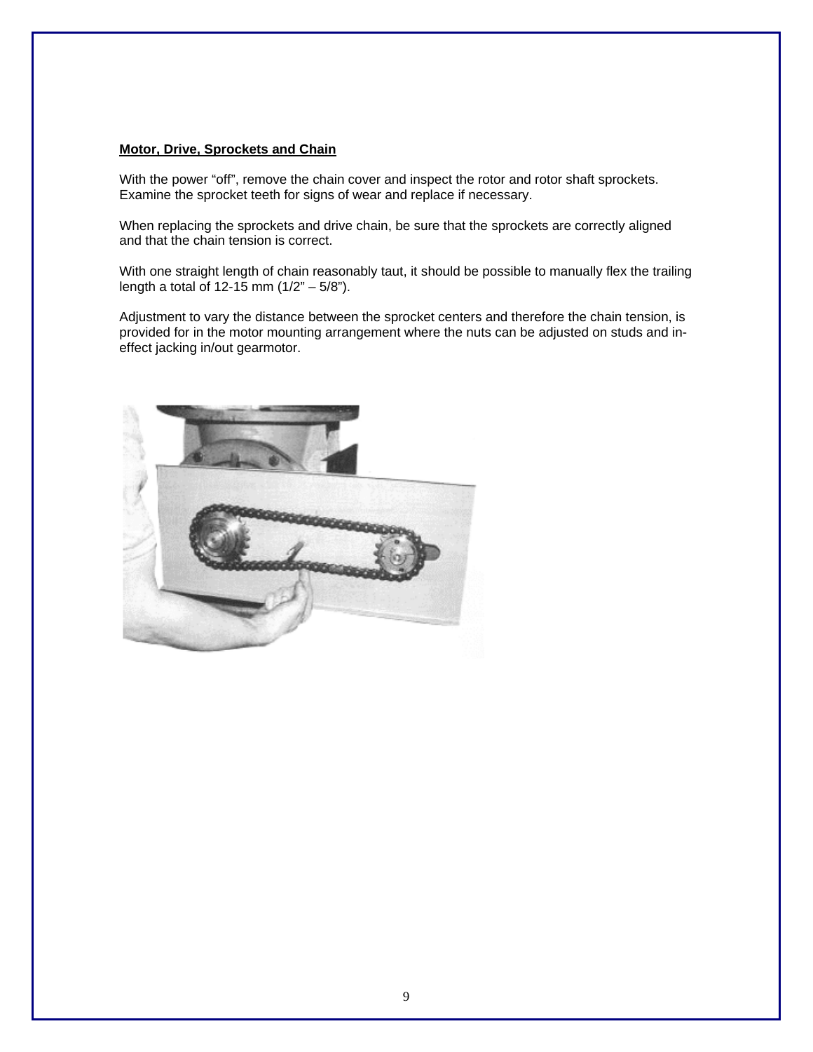**Motor, Drive, Sprockets and Chain**

With the power "off", remove the chain cover and inspect the rotor and rotor shaft sprockets. Examine the sprocket teeth for signs of wear and replace if necessary.

When replacing the sprockets and drive chain, be sure that the sprockets are correctly aligned and that the chain tension is correct.

With one straight length of chain reasonably taut, it should be possible to manually flex the trailing length a total of 12-15 mm (1/2" – 5/8").

Adjustment to vary the distance between the sprocket centers and therefore the chain tension, is provided for in the motor mounting arrangement where the nuts can be adjusted on studs and in-effect jacking in/out gearmotor.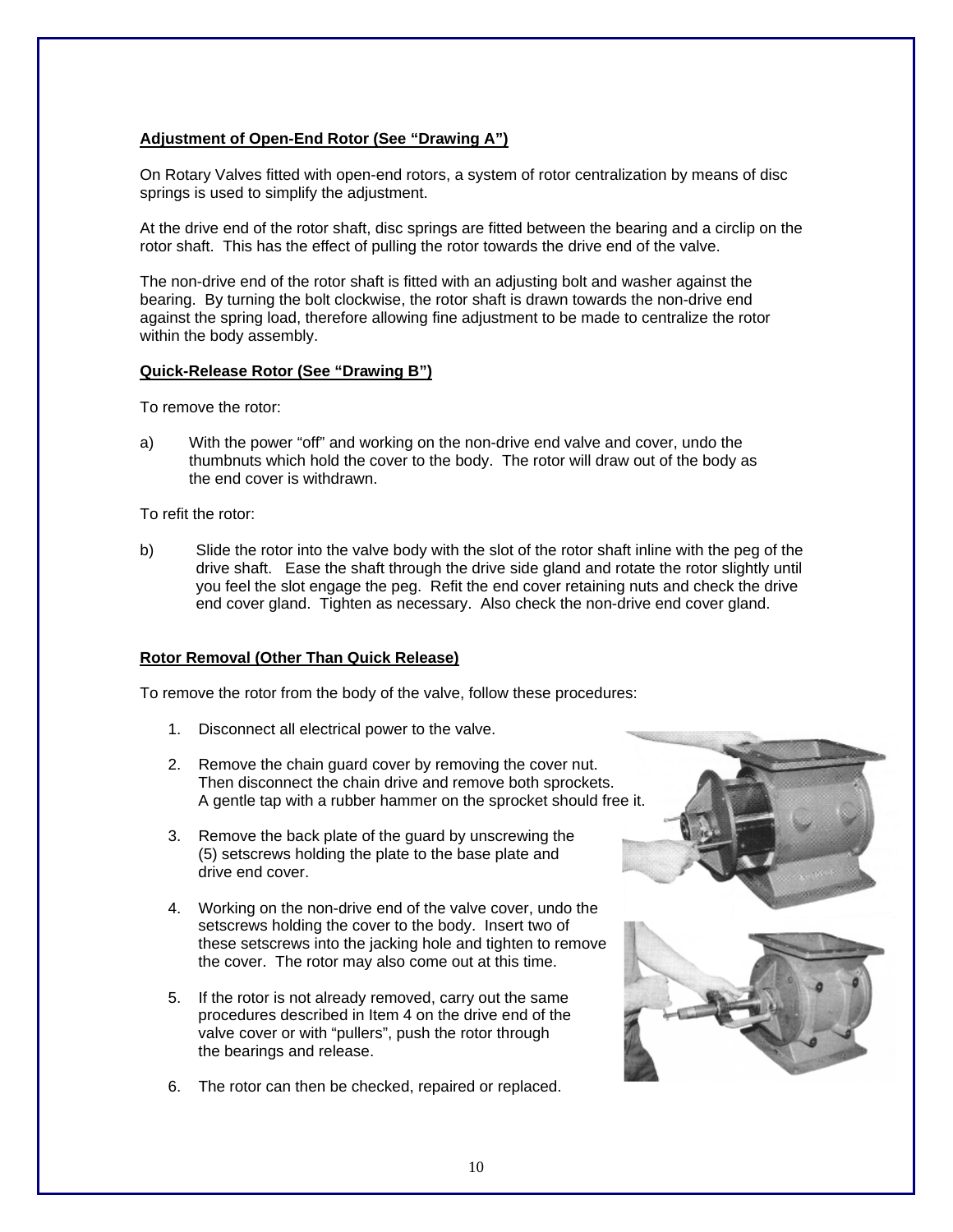**Adjustment of Open-End Rotor (See "Drawing A")**

On Rotary Valves fitted with open-end rotors, a system of rotor centralization by means of disc springs is used to simplify the adjustment.

At the drive end of the rotor shaft, disc springs are fitted between the bearing and a circlip on the rotor shaft. This has the effect of pulling the rotor towards the drive end of the valve.

The non-drive end of the rotor shaft is fitted with an adjusting bolt and washer against the bearing. By turning the bolt clockwise, the rotor shaft is drawn towards the non-drive end against the spring load, therefore allowing fine adjustment to be made to centralize the rotor within the body assembly.

**Quick-Release Rotor (See "Drawing B")**

To remove the rotor:

a) With the power "off" and working on the non-drive end valve and cover, undo the thumbnuts which hold the cover to the body. The rotor will draw out of the body as the end cover is withdrawn.

To refit the rotor:

b) Slide the rotor into the valve body with the slot of the rotor shaft inline with the peg of the drive shaft. Ease the shaft through the drive side gland and rotate the rotor slightly until you feel the slot engage the peg. Refit the end cover retaining nuts and check the drive end cover gland. Tighten as necessary. Also check the non-drive end cover gland.

**Rotor Removal (Other Than Quick Release)**

To remove the rotor from the body of the valve, follow these procedures:

1. Disconnect all electrical power to the valve.
2. Remove the chain guard cover by removing the cover nut. Then disconnect the chain drive and remove both sprockets. A gentle tap with a rubber hammer on the sprocket should free it.
3. Remove the back plate of the guard by unscrewing the (5) setscrews holding the plate to the base plate and drive end cover.
4. Working on the non-drive end of the valve cover, undo the setscrews holding the cover to the body. Insert two of these setscrews into the jacking hole and tighten to remove the cover. The rotor may also come out at this time.
5. If the rotor is not already removed, carry out the same procedures described in Item 4 on the drive end of the valve cover or with "pullers", push the rotor through the bearings and release.
6. The rotor can then be checked, repaired or replaced.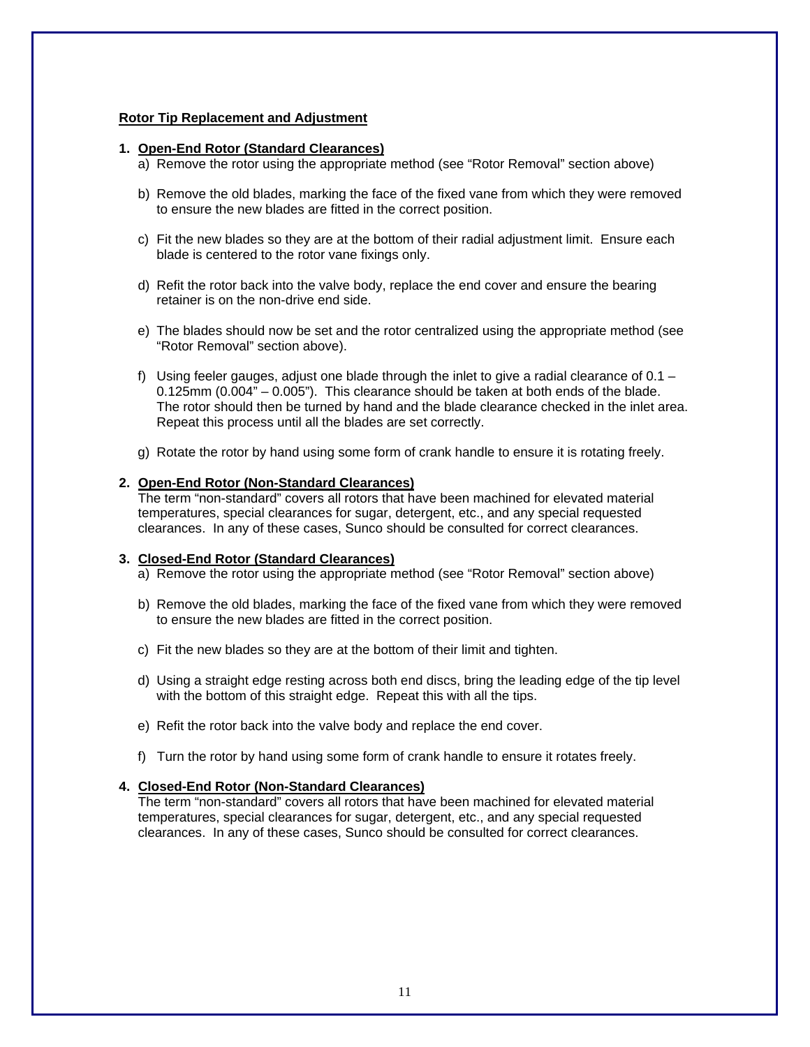## Rotor Tip Replacement and Adjustment

1. **Open-End Rotor (Standard Clearances)**
    a) Remove the rotor using the appropriate method (see "Rotor Removal" section above)

    b) Remove the old blades, marking the face of the fixed vane from which they were removed to ensure the new blades are fitted in the correct position.

    c) Fit the new blades so they are at the bottom of their radial adjustment limit. Ensure each blade is centered to the rotor vane fixings only.

    d) Refit the rotor back into the valve body, replace the end cover and ensure the bearing retainer is on the non-drive end side.

    e) The blades should now be set and the rotor centralized using the appropriate method (see "Rotor Removal" section above).

    f) Using feeler gauges, adjust one blade through the inlet to give a radial clearance of 0.1 – 0.125mm (0.004" – 0.005"). This clearance should be taken at both ends of the blade. The rotor should then be turned by hand and the blade clearance checked in the inlet area. Repeat this process until all the blades are set correctly.

    g) Rotate the rotor by hand using some form of crank handle to ensure it is rotating freely.

2. **Open-End Rotor (Non-Standard Clearances)**
    The term "non-standard" covers all rotors that have been machined for elevated material temperatures, special clearances for sugar, detergent, etc., and any special requested clearances. In any of these cases, Sunco should be consulted for correct clearances.

3. **Closed-End Rotor (Standard Clearances)**
    a) Remove the rotor using the appropriate method (see "Rotor Removal" section above)

    b) Remove the old blades, marking the face of the fixed vane from which they were removed to ensure the new blades are fitted in the correct position.

    c) Fit the new blades so they are at the bottom of their limit and tighten.

    d) Using a straight edge resting across both end discs, bring the leading edge of the tip level with the bottom of this straight edge. Repeat this with all the tips.

    e) Refit the rotor back into the valve body and replace the end cover.

    f) Turn the rotor by hand using some form of crank handle to ensure it rotates freely.

4. **Closed-End Rotor (Non-Standard Clearances)**
    The term "non-standard" covers all rotors that have been machined for elevated material temperatures, special clearances for sugar, detergent, etc., and any special requested clearances. In any of these cases, Sunco should be consulted for correct clearances.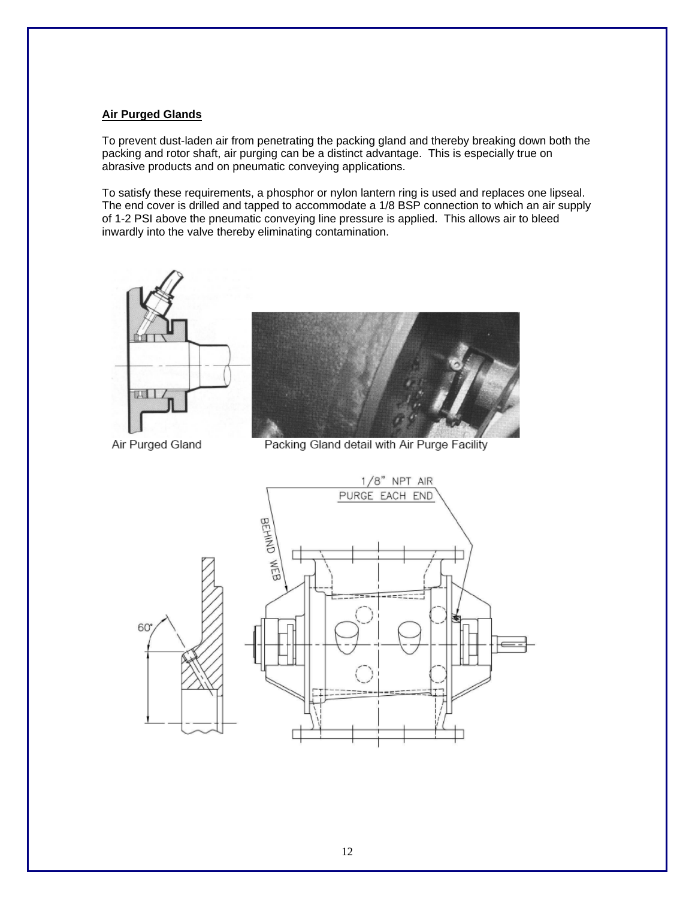**Air Purged Glands**

To prevent dust-laden air from penetrating the packing gland and thereby breaking down both the packing and rotor shaft, air purging can be a distinct advantage. This is especially true on abrasive products and on pneumatic conveying applications.

To satisfy these requirements, a phosphor or nylon lantern ring is used and replaces one lipseal. The end cover is drilled and tapped to accommodate a 1/8 BSP connection to which an air supply of 1-2 PSI above the pneumatic conveying line pressure is applied. This allows air to bleed inwardly into the valve thereby eliminating contamination.

Air Purged Gland

Packing Gland detail with Air Purge Facility

1/8" NPT AIR PURGE EACH END

BEHIND WEB

60°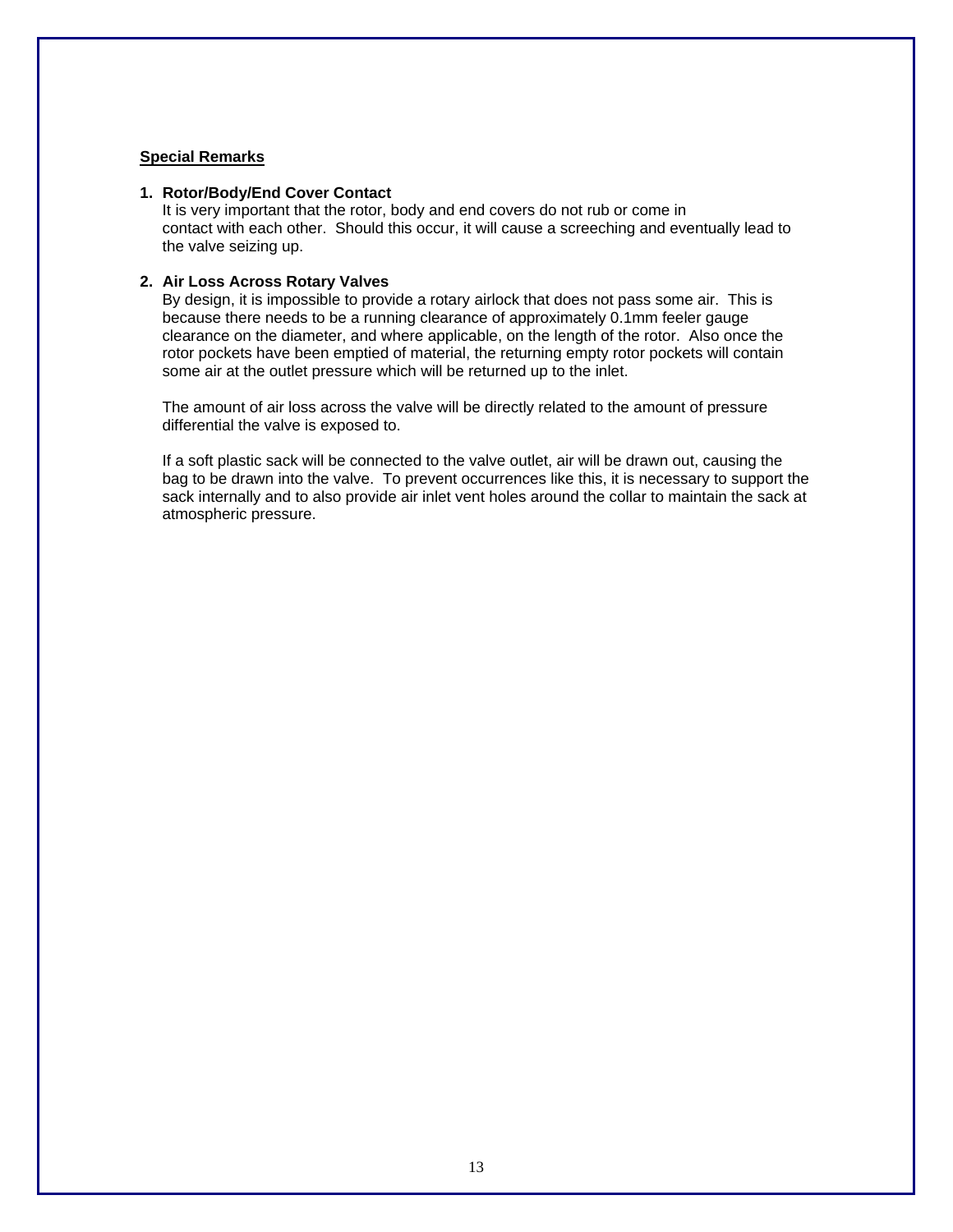**Special Remarks**

1. **Rotor/Body/End Cover Contact**
   It is very important that the rotor, body and end covers do not rub or come in contact with each other. Should this occur, it will cause a screeching and eventually lead to the valve seizing up.

2. **Air Loss Across Rotary Valves**
   By design, it is impossible to provide a rotary airlock that does not pass some air. This is because there needs to be a running clearance of approximately 0.1mm feeler gauge clearance on the diameter, and where applicable, on the length of the rotor. Also once the rotor pockets have been emptied of material, the returning empty rotor pockets will contain some air at the outlet pressure which will be returned up to the inlet.

   The amount of air loss across the valve will be directly related to the amount of pressure differential the valve is exposed to.

   If a soft plastic sack will be connected to the valve outlet, air will be drawn out, causing the bag to be drawn into the valve. To prevent occurrences like this, it is necessary to support the sack internally and to also provide air inlet vent holes around the collar to maintain the sack at atmospheric pressure.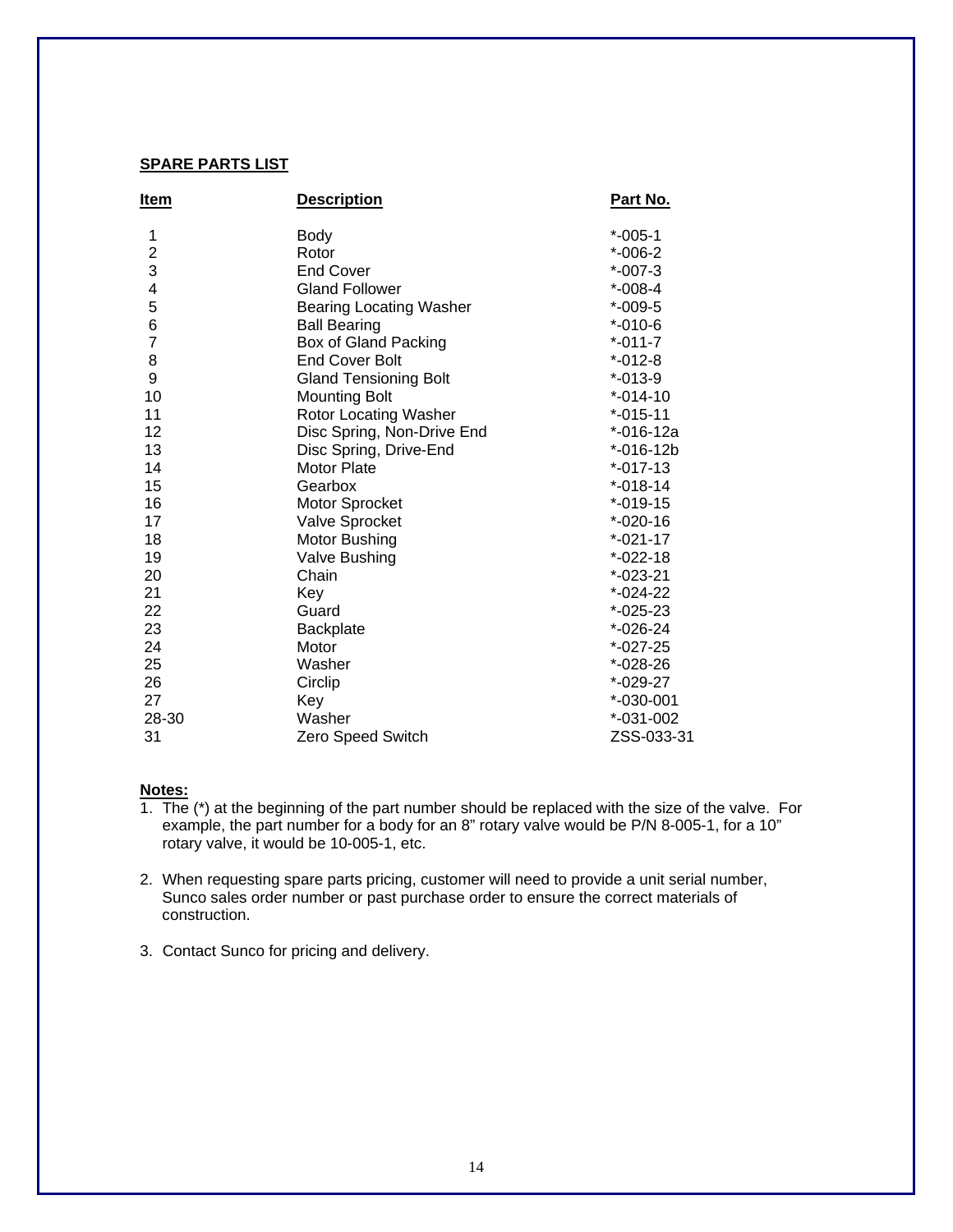## SPARE PARTS LIST

| Item | Description | Part No. |
|---|---|---|
| 1 | Body | *-005-1 |
| 2 | Rotor | *-006-2 |
| 3 | End Cover | *-007-3 |
| 4 | Gland Follower | *-008-4 |
| 5 | Bearing Locating Washer | *-009-5 |
| 6 | Ball Bearing | *-010-6 |
| 7 | Box of Gland Packing | *-011-7 |
| 8 | End Cover Bolt | *-012-8 |
| 9 | Gland Tensioning Bolt | *-013-9 |
| 10 | Mounting Bolt | *-014-10 |
| 11 | Rotor Locating Washer | *-015-11 |
| 12 | Disc Spring, Non-Drive End | *-016-12a |
| 13 | Disc Spring, Drive-End | *-016-12b |
| 14 | Motor Plate | *-017-13 |
| 15 | Gearbox | *-018-14 |
| 16 | Motor Sprocket | *-019-15 |
| 17 | Valve Sprocket | *-020-16 |
| 18 | Motor Bushing | *-021-17 |
| 19 | Valve Bushing | *-022-18 |
| 20 | Chain | *-023-21 |
| 21 | Key | *-024-22 |
| 22 | Guard | *-025-23 |
| 23 | Backplate | *-026-24 |
| 24 | Motor | *-027-25 |
| 25 | Washer | *-028-26 |
| 26 | Circlip | *-029-27 |
| 27 | Key | *-030-001 |
| 28-30 | Washer | *-031-002 |
| 31 | Zero Speed Switch | ZSS-033-31 |

**Notes:**

1. The (*) at the beginning of the part number should be replaced with the size of the valve. For example, the part number for a body for an 8" rotary valve would be P/N 8-005-1, for a 10" rotary valve, it would be 10-005-1, etc.

2. When requesting spare parts pricing, customer will need to provide a unit serial number, Sunco sales order number or past purchase order to ensure the correct materials of construction.

3. Contact Sunco for pricing and delivery.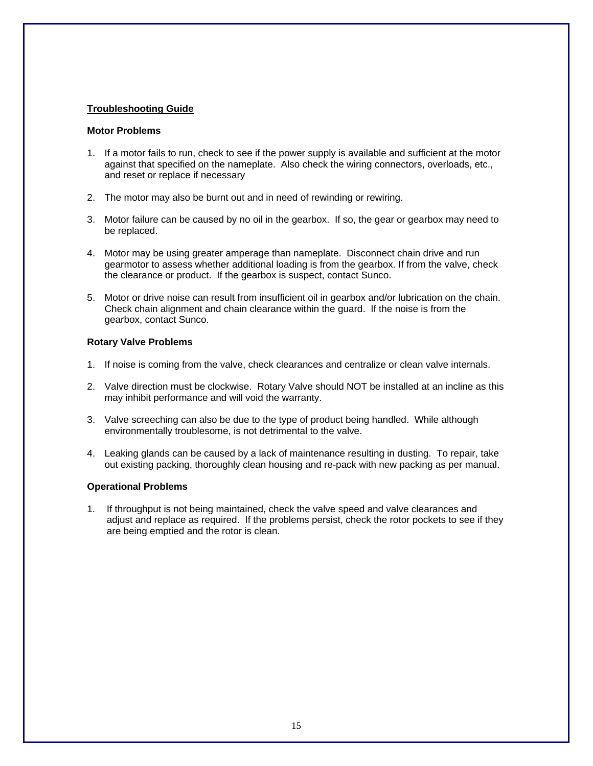## Troubleshooting Guide

### Motor Problems

1. If a motor fails to run, check to see if the power supply is available and sufficient at the motor against that specified on the nameplate. Also check the wiring connectors, overloads, etc., and reset or replace if necessary

2. The motor may also be burnt out and in need of rewinding or rewiring.

3. Motor failure can be caused by no oil in the gearbox. If so, the gear or gearbox may need to be replaced.

4. Motor may be using greater amperage than nameplate. Disconnect chain drive and run gearmotor to assess whether additional loading is from the gearbox. If from the valve, check the clearance or product. If the gearbox is suspect, contact Sunco.

5. Motor or drive noise can result from insufficient oil in gearbox and/or lubrication on the chain. Check chain alignment and chain clearance within the guard. If the noise is from the gearbox, contact Sunco.

### Rotary Valve Problems

1. If noise is coming from the valve, check clearances and centralize or clean valve internals.

2. Valve direction must be clockwise. Rotary Valve should NOT be installed at an incline as this may inhibit performance and will void the warranty.

3. Valve screeching can also be due to the type of product being handled. While although environmentally troublesome, is not detrimental to the valve.

4. Leaking glands can be caused by a lack of maintenance resulting in dusting. To repair, take out existing packing, thoroughly clean housing and re-pack with new packing as per manual.

### Operational Problems

1. If throughput is not being maintained, check the valve speed and valve clearances and adjust and replace as required. If the problems persist, check the rotor pockets to see if they are being emptied and the rotor is clean.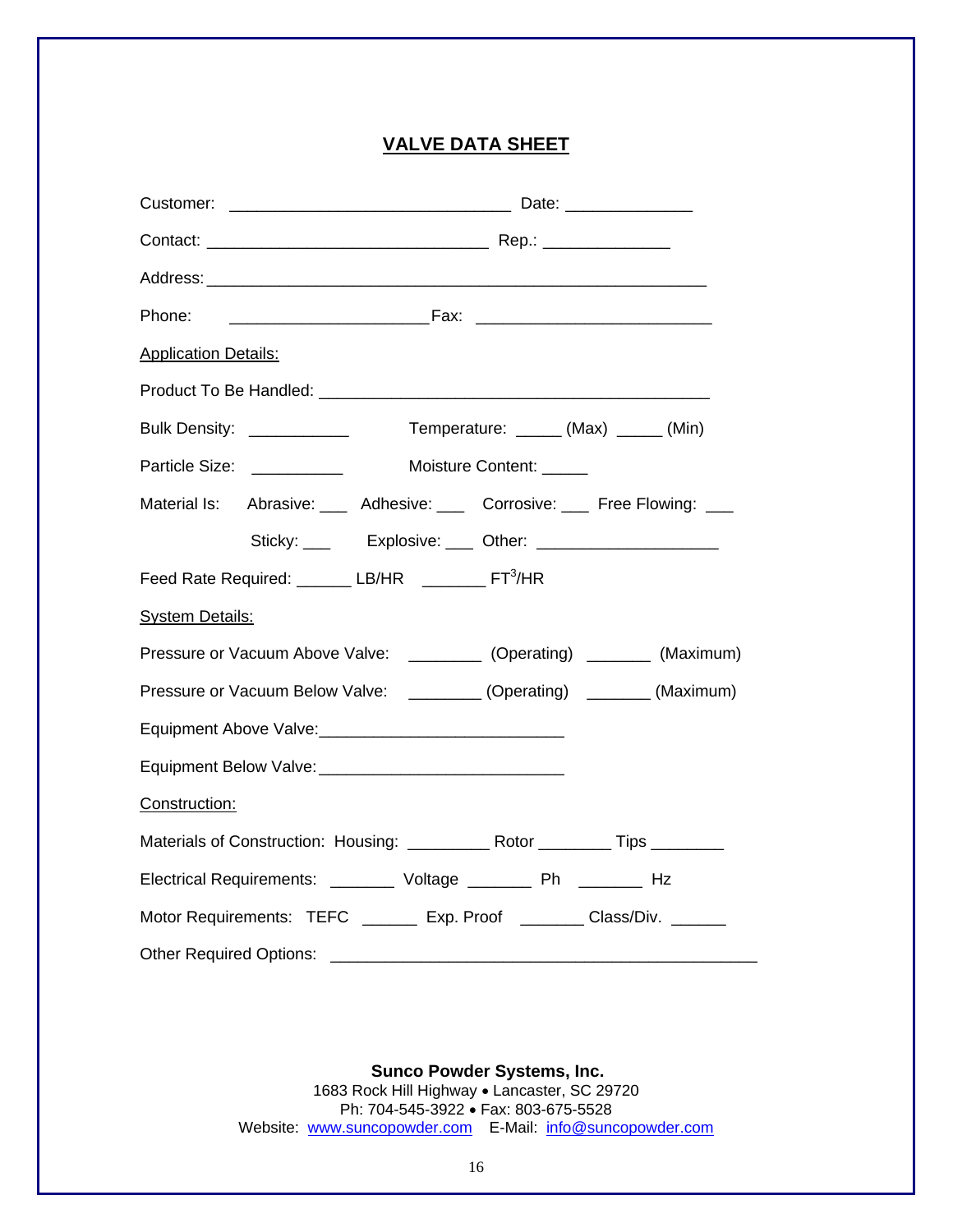# VALVE DATA SHEET

Customer: ______________________________ Date: _____________

Contact: ______________________________ Rep.: _____________

Address: _____________________________________________________

Phone: _____________________Fax: _________________________

Application Details:

Product To Be Handled: __________________________________________

Bulk Density: ___________ Temperature: _____ (Max) _____ (Min)

Particle Size: __________ Moisture Content: _____

Material Is: Abrasive: ___ Adhesive: ___ Corrosive: ___ Free Flowing: ___

Sticky: ___ Explosive: ___ Other: ___________________

Feed Rate Required: ______ LB/HR _______ $FT^3$/HR

System Details:

Pressure or Vacuum Above Valve: ________ (Operating) _______ (Maximum)

Pressure or Vacuum Below Valve: ________ (Operating) _______ (Maximum)

Equipment Above Valve:__________________________

Equipment Below Valve:__________________________

Construction:

Materials of Construction: Housing: _________ Rotor ________ Tips ________

Electrical Requirements: _______ Voltage _______ Ph _______ Hz

Motor Requirements: TEFC ______ Exp. Proof _______ Class/Div. ______

Other Required Options: ______________________________________________

**Sunco Powder Systems, Inc.**
1683 Rock Hill Highway • Lancaster, SC 29720
Ph: 704-545-3922 • Fax: 803-675-5528
Website: www.suncopowder.com E-Mail: info@suncopowder.com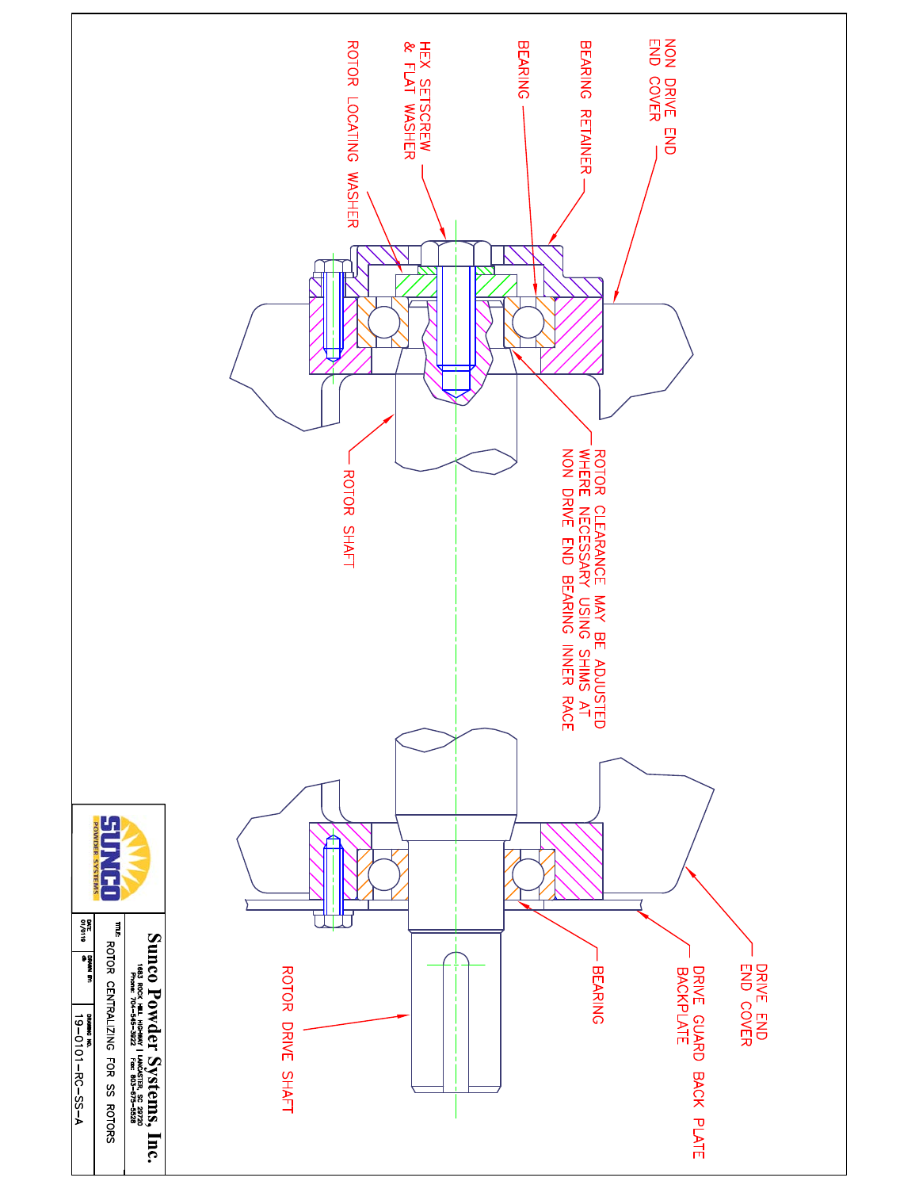NON DRIVE END COVER

BEARING RETAINER

BEARING

HEX SETSCREW & FLAT WASHER

ROTOR LOCATING WASHER

ROTOR SHAFT

ROTOR CLEARANCE MAY BE ADJUSTED WHERE NECESSARY USING SHIMS AT NON DRIVE END BEARING INNER RACE

DRIVE END END COVER

DRIVE GUARD BACK PLATE BACKPLATE

BEARING

ROTOR DRIVE SHAFT

SUNCO POWDER SYSTEMS

**Sunco Powder Systems, Inc.**
1653 ROCK HILL HIGHWAY | LANCASTER, SC 29720
Phone: 704-545-3922 Fax: 803-675-5528

| TITLE: | | |
|---|---|---|
| ROTOR CENTRALIZING FOR SS ROTORS | | |
| DATE: 01/01/19 | DRAWN BY: cb | DRAWING NO. 19-0101-RC-SS-A |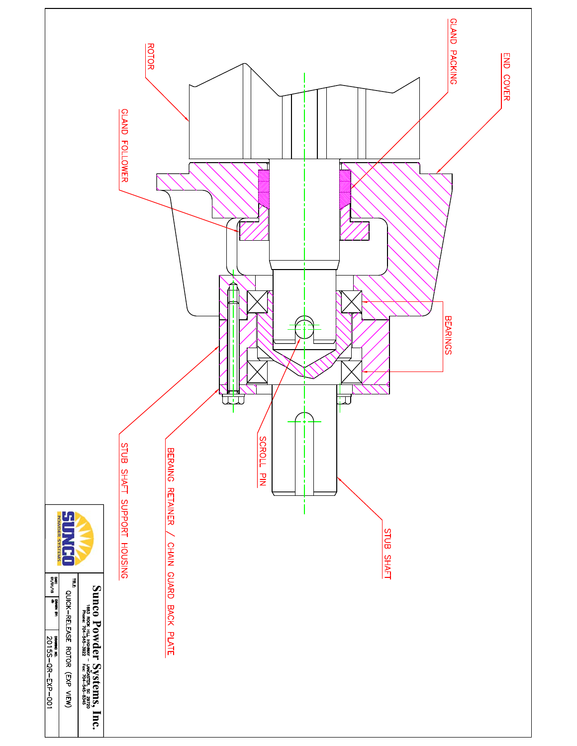ROTOR

GLAND PACKING

END COVER

GLAND FOLLOWER

BEARINGS

SCROLL PIN

STUB SHAFT SUPPORT HOUSING

BERAING RETAINER / CHAIN GUARD BACK PLATE

STUB SHAFT

SUNCO POWDER SYSTEMS

**Sunco Powder Systems, Inc.**

1683 ROCK HILL HIGHWAY – LANCASTER, SC 29720
Phone: 704-545-3922 Fax: 704-545-8346

TITLE: QUICK-RELEASE ROTOR (EXP VIEW)

DATE: 01/01/16

DRAWN BY: db

DRAWING NO. 2015S-QR-EXP-001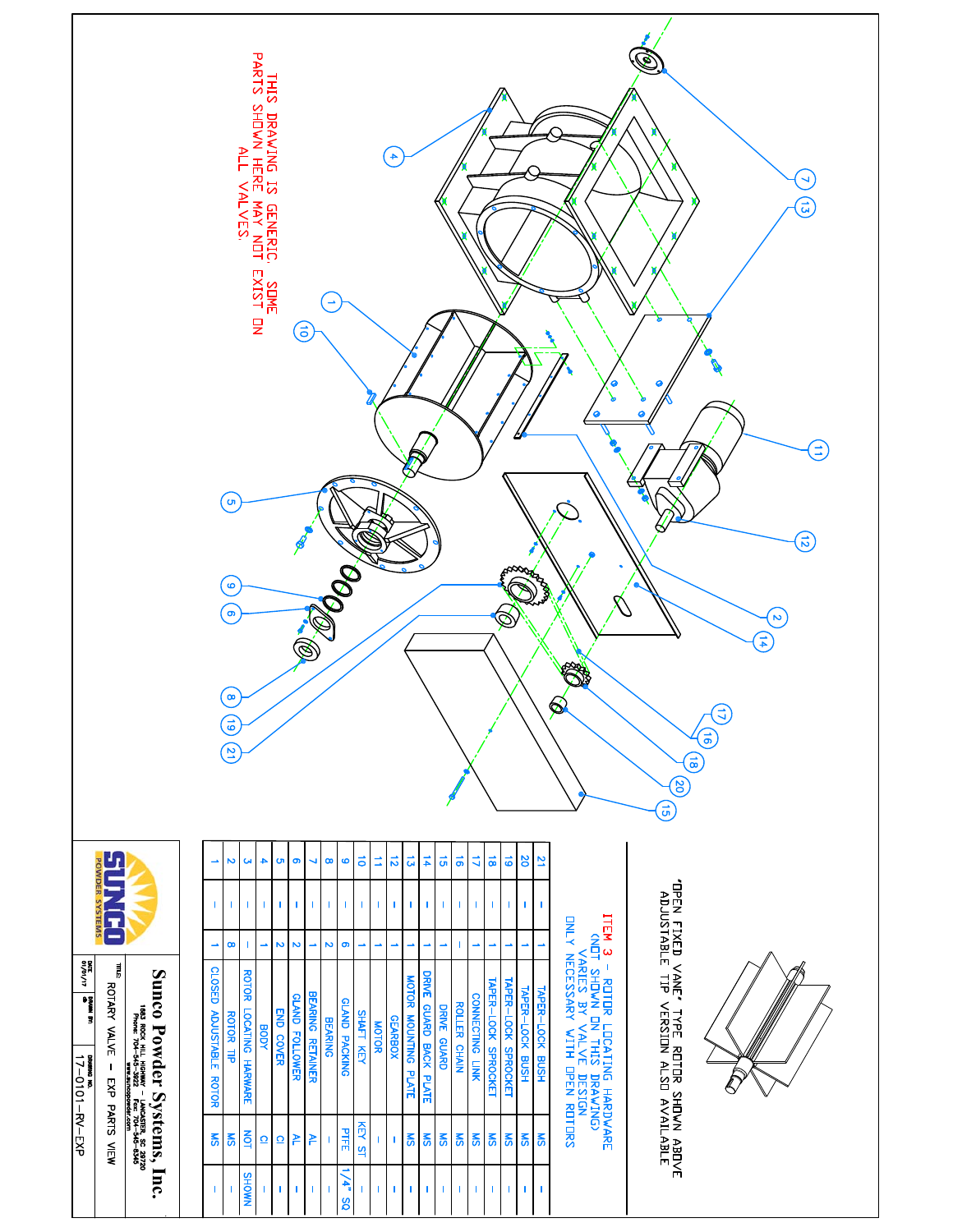THIS DRAWING IS GENERIC. SOME PARTS SHOWN HERE MAY NOT EXIST ON ALL VALVES.

"OPEN FIXED VANE" TYPE ROTOR SHOWN ABOVE
ADJUSTABLE TIP VERSION ALSO AVAILABLE

ITEM 3 - ROTOR LOCATING HARDWARE
(NOT SHOWN ON THIS DRAWING)
VARIES BY VALVE DESIGN
ONLY NECESSARY WITH OPEN ROTORS

| | | | | | |
|---|---|---|---|---|---|
| 21 | - | 1 | TAPER-LOCK BUSH | MS | - |
| 20 | - | 1 | TAPER-LOCK BUSH | MS | - |
| 19 | - | 1 | TAPER-LOCK SPROCKET | MS | - |
| 18 | - | 1 | TAPER-LOCK SPROCKET | MS | - |
| 17 | - | 1 | CONNECTING LINK | MS | - |
| 16 | - | 1 | ROLLER CHAIN | MS | - |
| 15 | - | 1 | DRIVE GUARD | MS | - |
| 14 | - | 1 | DRIVE GUARD BACK PLATE | MS | - |
| 13 | - | 1 | MOTOR MOUNTING PLATE | MS | - |
| 12 | - | 1 | GEARBOX | - | - |
| 11 | - | 1 | MOTOR | - | - |
| 10 | - | 1 | SHAFT KEY | KEY ST | - |
| 9 | - | 6 | GLAND PACKING | PTFE | 1/4" SQ |
| 8 | - | 2 | BEARING | - | - |
| 7 | - | 1 | BEARING RETAINER | AL | - |
| 6 | - | 2 | GLAND FOLLOWER | AL | - |
| 5 | - | 2 | END COVER | CI | - |
| 4 | - | 1 | BODY | CI | - |
| 3 | - | - | ROTOR LOCATING HARWARE | NOT | SHOWN |
| 2 | - | 8 | ROTOR TIP | MS | - |
| 1 | - | 1 | CLOSED ADJUSTABLE ROTOR | MS | - |

SUNCO POWDER SYSTEMS

**Sunco Powder Systems, Inc.**
1863 ROCK HILL HIGHWAY - LANCASTER, SC 29720
Phone: 704-545-3922 Fax: 704-545-8346
www.suncopowder.com

TITLE: ROTARY VALVE - EXP PARTS VIEW

DATE: 01/01/17 | DRAWN BY: JB | DRAWING NO.: 17-0101-RV-EXP